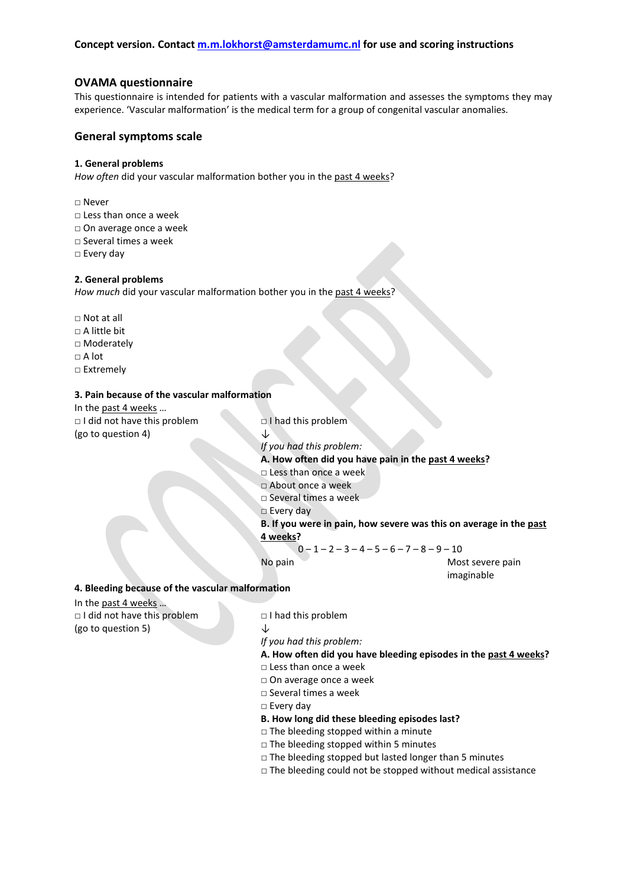**Concept version. Contact [m.m.lokhorst@amsterdamumc.nl](mailto:m.m.lokhorst@amsterdamumc.nl) for use and scoring instructions**

## OVAMA questionnaire

This questionnaire is intended for patients with a vascular malformation and assesses the symptoms they may experience. 'Vascular malformation' is the medical term for a group of congenital vascular anomalies.

## General symptoms scale

**1. General problems**

*How often* did your vascular malformation bother you in the past 4 weeks?

□ Never
□ Less than once a week
□ On average once a week
□ Several times a week
□ Every day

**2. General problems**

*How much* did your vascular malformation bother you in the past 4 weeks?

□ Not at all
□ A little bit
□ Moderately
□ A lot
□ Extremely

**3. Pain because of the vascular malformation**

In the past 4 weeks …

□ I did not have this problem
(go to question 4)

□ I had this problem
↓
*If you had this problem:*

**A. How often did you have pain in the past 4 weeks?**

□ Less than once a week
□ About once a week
□ Several times a week
□ Every day

**B. If you were in pain, how severe was this on average in the past 4 weeks?**

0 – 1 – 2 – 3 – 4 – 5 – 6 – 7 – 8 – 9 – 10

No pain — Most severe pain imaginable

**4. Bleeding because of the vascular malformation**

In the past 4 weeks …

□ I did not have this problem
(go to question 5)

□ I had this problem
↓
*If you had this problem:*

**A. How often did you have bleeding episodes in the past 4 weeks?**

□ Less than once a week
□ On average once a week
□ Several times a week
□ Every day

**B. How long did these bleeding episodes last?**

□ The bleeding stopped within a minute
□ The bleeding stopped within 5 minutes
□ The bleeding stopped but lasted longer than 5 minutes
□ The bleeding could not be stopped without medical assistance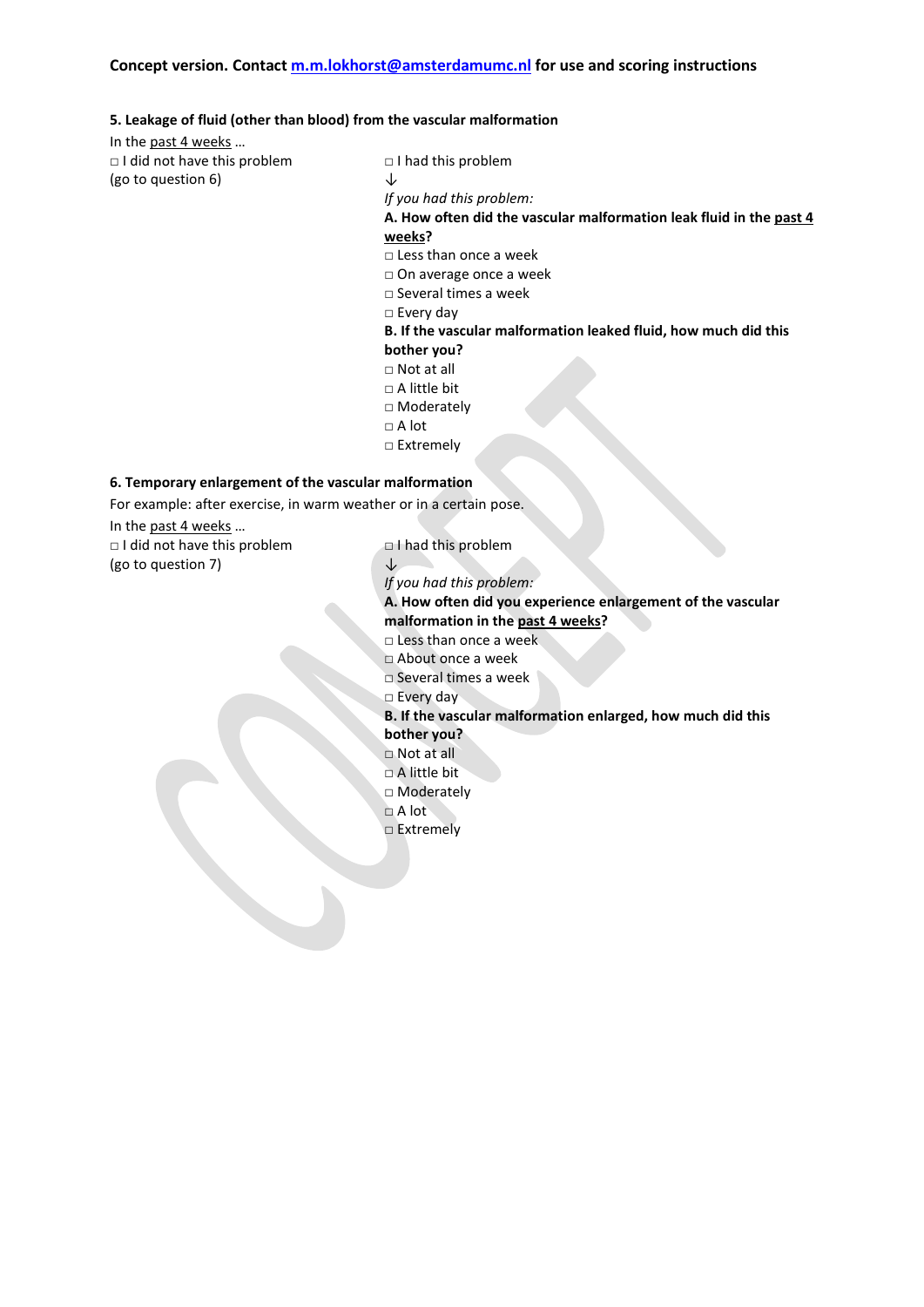**Concept version. Contact m.m.lokhorst@amsterdamumc.nl for use and scoring instructions**

**5. Leakage of fluid (other than blood) from the vascular malformation**

In the past 4 weeks …

□ I did not have this problem
(go to question 6)

□ I had this problem
↓
*If you had this problem:*

**A. How often did the vascular malformation leak fluid in the past 4 weeks?**

□ Less than once a week
□ On average once a week
□ Several times a week
□ Every day

**B. If the vascular malformation leaked fluid, how much did this bother you?**

□ Not at all
□ A little bit
□ Moderately
□ A lot
□ Extremely

**6. Temporary enlargement of the vascular malformation**

For example: after exercise, in warm weather or in a certain pose.

In the past 4 weeks …

□ I did not have this problem
(go to question 7)

□ I had this problem
↓
*If you had this problem:*

**A. How often did you experience enlargement of the vascular malformation in the past 4 weeks?**

□ Less than once a week
□ About once a week
□ Several times a week
□ Every day

**B. If the vascular malformation enlarged, how much did this bother you?**

□ Not at all
□ A little bit
□ Moderately
□ A lot
□ Extremely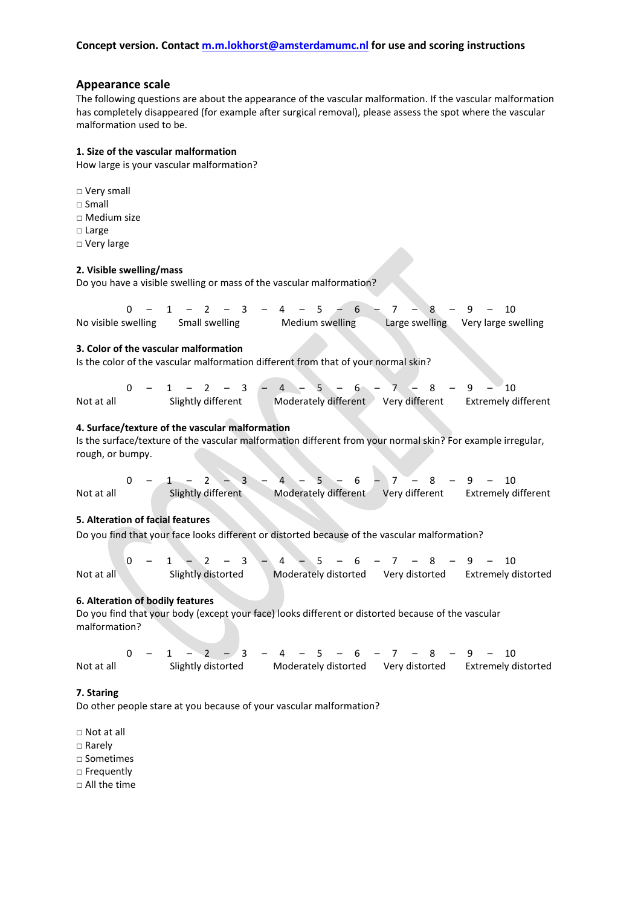Concept version. Contact m.m.lokhorst@amsterdamumc.nl for use and scoring instructions

## Appearance scale

The following questions are about the appearance of the vascular malformation. If the vascular malformation has completely disappeared (for example after surgical removal), please assess the spot where the vascular malformation used to be.

**1. Size of the vascular malformation**

How large is your vascular malformation?

□ Very small
□ Small
□ Medium size
□ Large
□ Very large

**2. Visible swelling/mass**

Do you have a visible swelling or mass of the vascular malformation?

0 – 1 – 2 – 3 – 4 – 5 – 6 – 7 – 8 – 9 – 10

No visible swelling   Small swelling   Medium swelling   Large swelling   Very large swelling

**3. Color of the vascular malformation**

Is the color of the vascular malformation different from that of your normal skin?

0 – 1 – 2 – 3 – 4 – 5 – 6 – 7 – 8 – 9 – 10

Not at all   Slightly different   Moderately different   Very different   Extremely different

**4. Surface/texture of the vascular malformation**

Is the surface/texture of the vascular malformation different from your normal skin? For example irregular, rough, or bumpy.

0 – 1 – 2 – 3 – 4 – 5 – 6 – 7 – 8 – 9 – 10

Not at all   Slightly different   Moderately different   Very different   Extremely different

**5. Alteration of facial features**

Do you find that your face looks different or distorted because of the vascular malformation?

0 – 1 – 2 – 3 – 4 – 5 – 6 – 7 – 8 – 9 – 10

Not at all   Slightly distorted   Moderately distorted   Very distorted   Extremely distorted

**6. Alteration of bodily features**

Do you find that your body (except your face) looks different or distorted because of the vascular malformation?

0 – 1 – 2 – 3 – 4 – 5 – 6 – 7 – 8 – 9 – 10

Not at all   Slightly distorted   Moderately distorted   Very distorted   Extremely distorted

**7. Staring**

Do other people stare at you because of your vascular malformation?

□ Not at all
□ Rarely
□ Sometimes
□ Frequently
□ All the time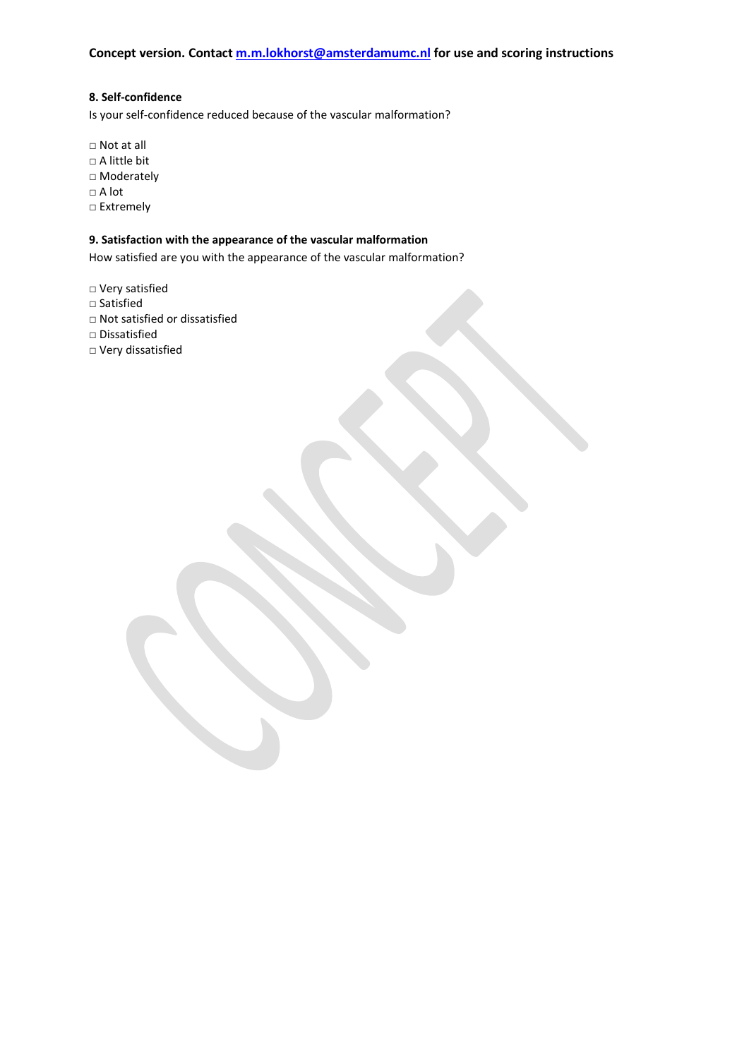**8. Self-confidence**

Is your self-confidence reduced because of the vascular malformation?

□ Not at all
□ A little bit
□ Moderately
□ A lot
□ Extremely

**9. Satisfaction with the appearance of the vascular malformation**

How satisfied are you with the appearance of the vascular malformation?

□ Very satisfied
□ Satisfied
□ Not satisfied or dissatisfied
□ Dissatisfied
□ Very dissatisfied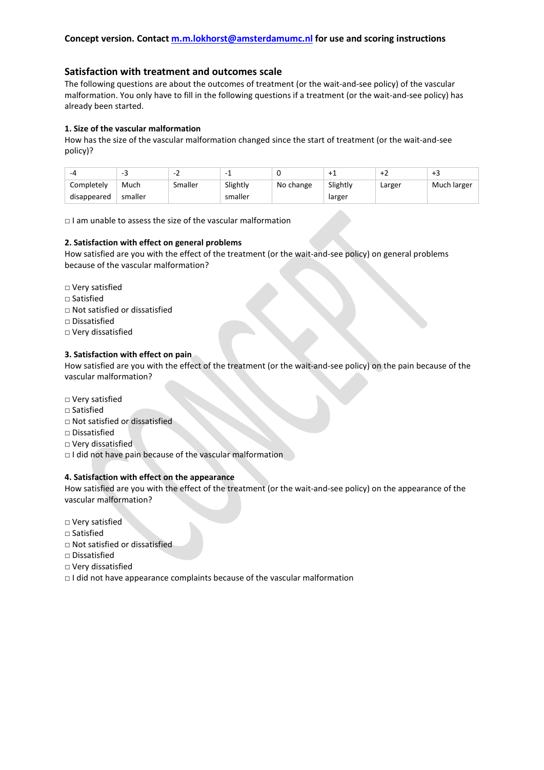**Concept version. Contact m.m.lokhorst@amsterdamumc.nl for use and scoring instructions**

## Satisfaction with treatment and outcomes scale

The following questions are about the outcomes of treatment (or the wait-and-see policy) of the vascular malformation. You only have to fill in the following questions if a treatment (or the wait-and-see policy) has already been started.

### 1. Size of the vascular malformation

How has the size of the vascular malformation changed since the start of treatment (or the wait-and-see policy)?

| -4 | -3 | -2 | -1 | 0 | +1 | +2 | +3 |
|---|---|---|---|---|---|---|---|
| Completely disappeared | Much smaller | Smaller | Slightly smaller | No change | Slightly larger | Larger | Much larger |

□ I am unable to assess the size of the vascular malformation

### 2. Satisfaction with effect on general problems

How satisfied are you with the effect of the treatment (or the wait-and-see policy) on general problems because of the vascular malformation?

□ Very satisfied
□ Satisfied
□ Not satisfied or dissatisfied
□ Dissatisfied
□ Very dissatisfied

### 3. Satisfaction with effect on pain

How satisfied are you with the effect of the treatment (or the wait-and-see policy) on the pain because of the vascular malformation?

□ Very satisfied
□ Satisfied
□ Not satisfied or dissatisfied
□ Dissatisfied
□ Very dissatisfied
□ I did not have pain because of the vascular malformation

### 4. Satisfaction with effect on the appearance

How satisfied are you with the effect of the treatment (or the wait-and-see policy) on the appearance of the vascular malformation?

□ Very satisfied
□ Satisfied
□ Not satisfied or dissatisfied
□ Dissatisfied
□ Very dissatisfied
□ I did not have appearance complaints because of the vascular malformation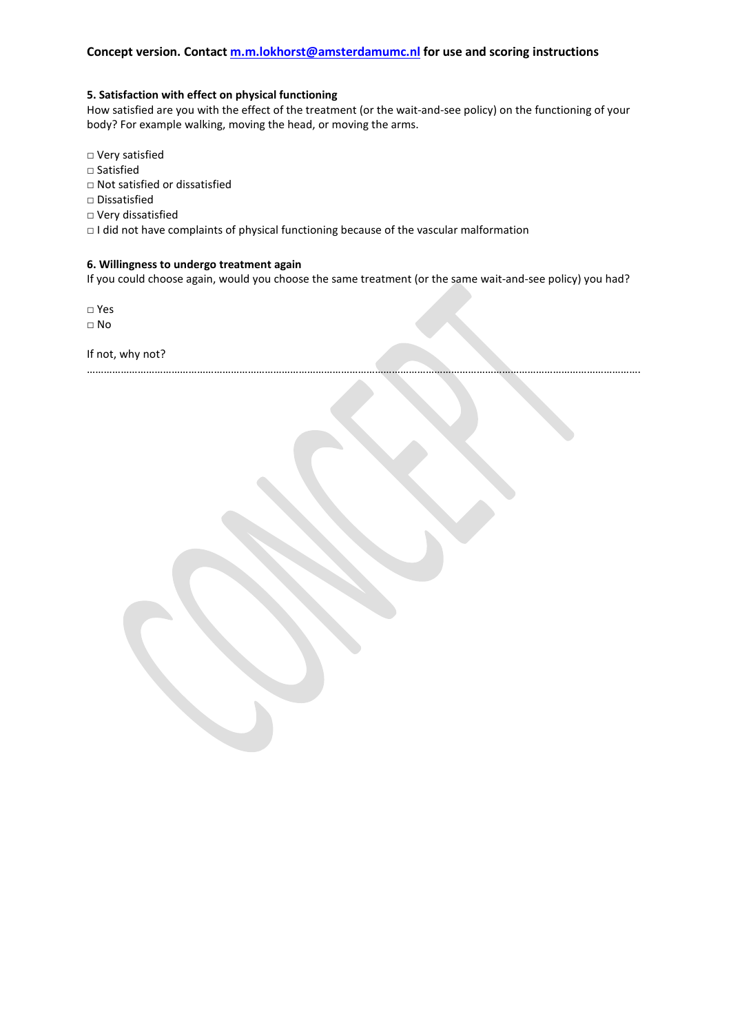**Concept version. Contact m.m.lokhorst@amsterdamumc.nl for use and scoring instructions**

**5. Satisfaction with effect on physical functioning**

How satisfied are you with the effect of the treatment (or the wait-and-see policy) on the functioning of your body? For example walking, moving the head, or moving the arms.

□ Very satisfied
□ Satisfied
□ Not satisfied or dissatisfied
□ Dissatisfied
□ Very dissatisfied
□ I did not have complaints of physical functioning because of the vascular malformation

**6. Willingness to undergo treatment again**

If you could choose again, would you choose the same treatment (or the same wait-and-see policy) you had?

□ Yes
□ No

If not, why not?

……………………………………………………………………………………………………………………………………………………………………………….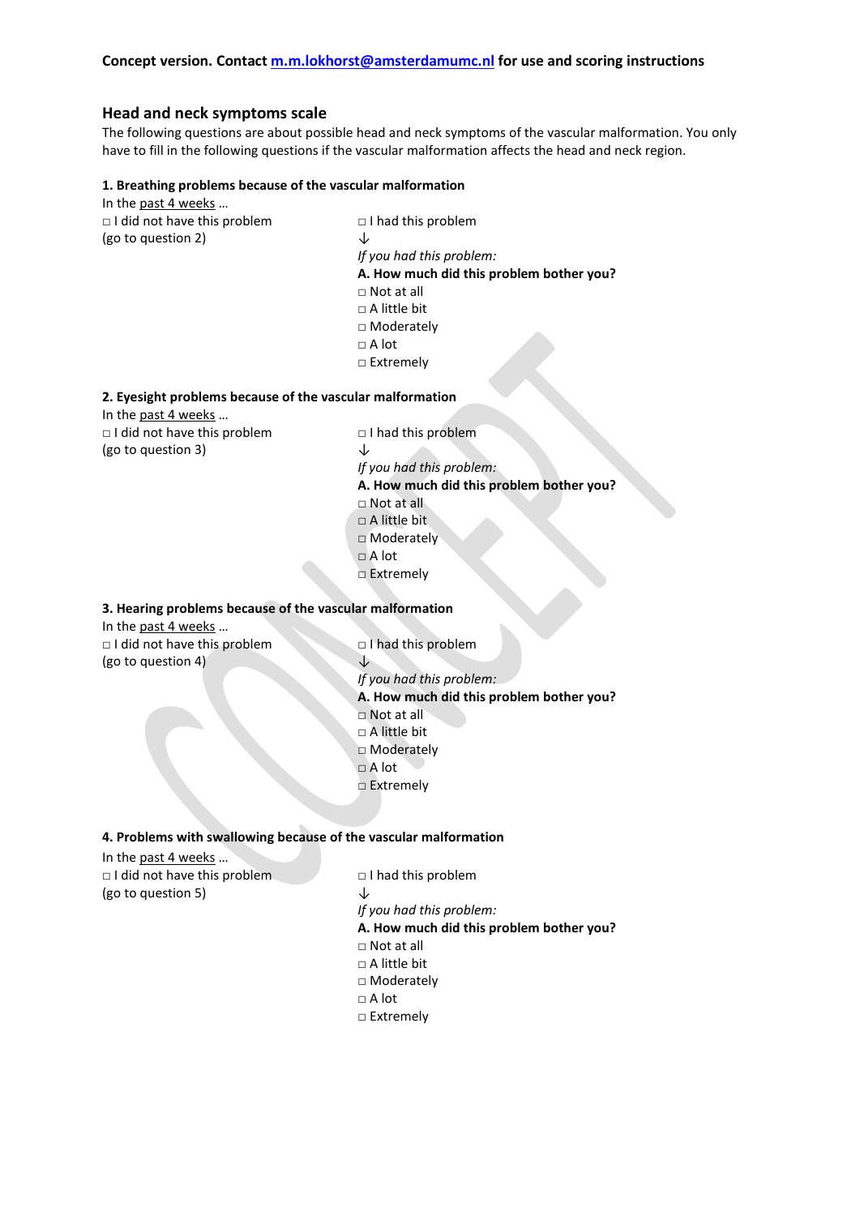**Concept version. Contact m.m.lokhorst@amsterdamumc.nl for use and scoring instructions**

## Head and neck symptoms scale

The following questions are about possible head and neck symptoms of the vascular malformation. You only have to fill in the following questions if the vascular malformation affects the head and neck region.

**1. Breathing problems because of the vascular malformation**

In the past 4 weeks …

□ I did not have this problem (go to question 2)

□ I had this problem
↓

*If you had this problem:*

**A. How much did this problem bother you?**

□ Not at all
□ A little bit
□ Moderately
□ A lot
□ Extremely

**2. Eyesight problems because of the vascular malformation**

In the past 4 weeks …

□ I did not have this problem (go to question 3)

□ I had this problem
↓

*If you had this problem:*

**A. How much did this problem bother you?**

□ Not at all
□ A little bit
□ Moderately
□ A lot
□ Extremely

**3. Hearing problems because of the vascular malformation**

In the past 4 weeks …

□ I did not have this problem (go to question 4)

□ I had this problem
↓

*If you had this problem:*

**A. How much did this problem bother you?**

□ Not at all
□ A little bit
□ Moderately
□ A lot
□ Extremely

**4. Problems with swallowing because of the vascular malformation**

In the past 4 weeks …

□ I did not have this problem (go to question 5)

□ I had this problem
↓

*If you had this problem:*

**A. How much did this problem bother you?**

□ Not at all
□ A little bit
□ Moderately
□ A lot
□ Extremely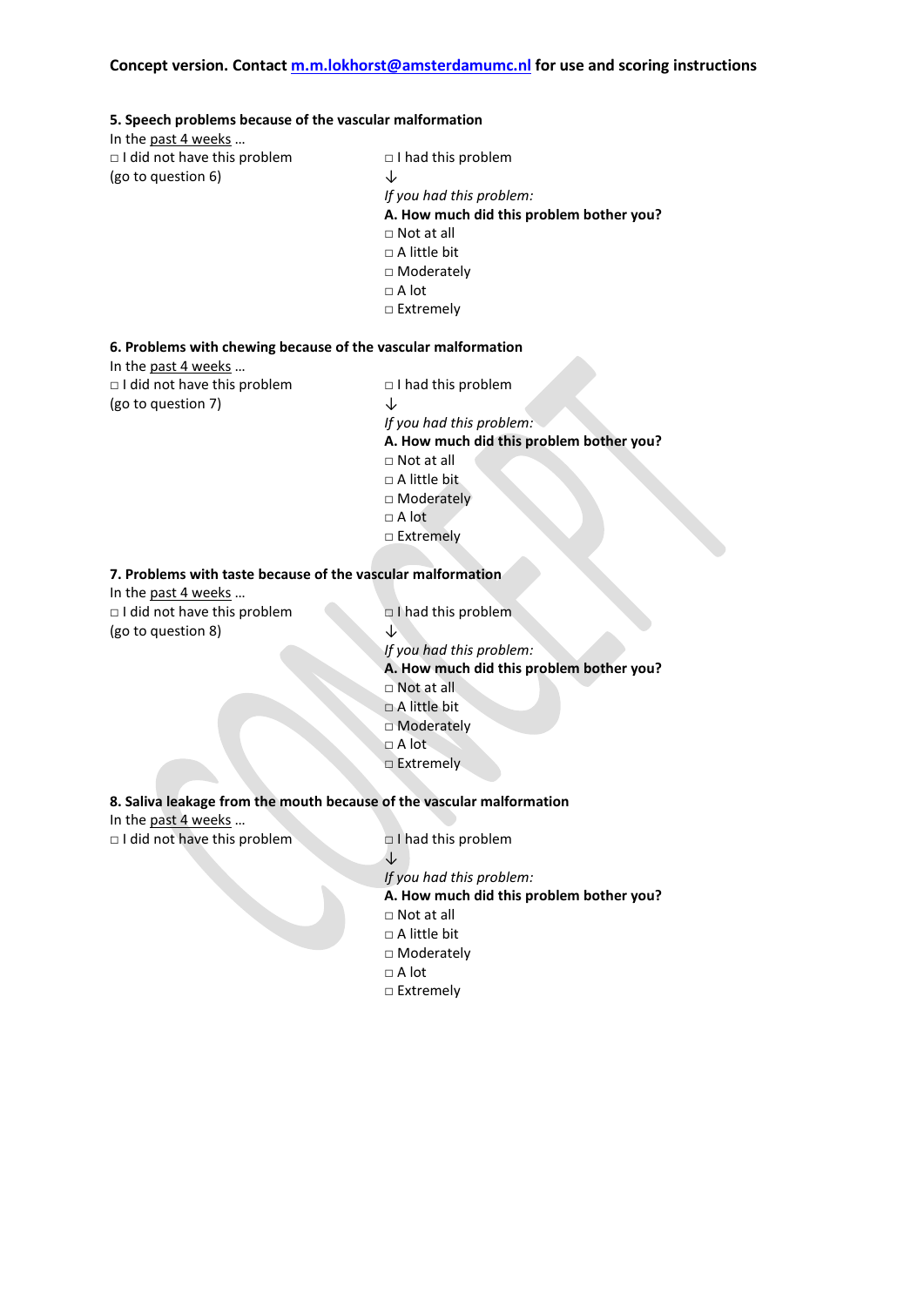Concept version. Contact m.m.lokhorst@amsterdamumc.nl for use and scoring instructions

**5. Speech problems because of the vascular malformation**

In the past 4 weeks …

□ I did not have this problem (go to question 6)

□ I had this problem

↓

*If you had this problem:*

**A. How much did this problem bother you?**

□ Not at all
□ A little bit
□ Moderately
□ A lot
□ Extremely

**6. Problems with chewing because of the vascular malformation**

In the past 4 weeks …

□ I did not have this problem (go to question 7)

□ I had this problem

↓

*If you had this problem:*

**A. How much did this problem bother you?**

□ Not at all
□ A little bit
□ Moderately
□ A lot
□ Extremely

**7. Problems with taste because of the vascular malformation**

In the past 4 weeks …

□ I did not have this problem (go to question 8)

□ I had this problem

↓

*If you had this problem:*

**A. How much did this problem bother you?**

□ Not at all
□ A little bit
□ Moderately
□ A lot
□ Extremely

**8. Saliva leakage from the mouth because of the vascular malformation**

In the past 4 weeks …

□ I did not have this problem

□ I had this problem

↓

*If you had this problem:*

**A. How much did this problem bother you?**

□ Not at all
□ A little bit
□ Moderately
□ A lot
□ Extremely